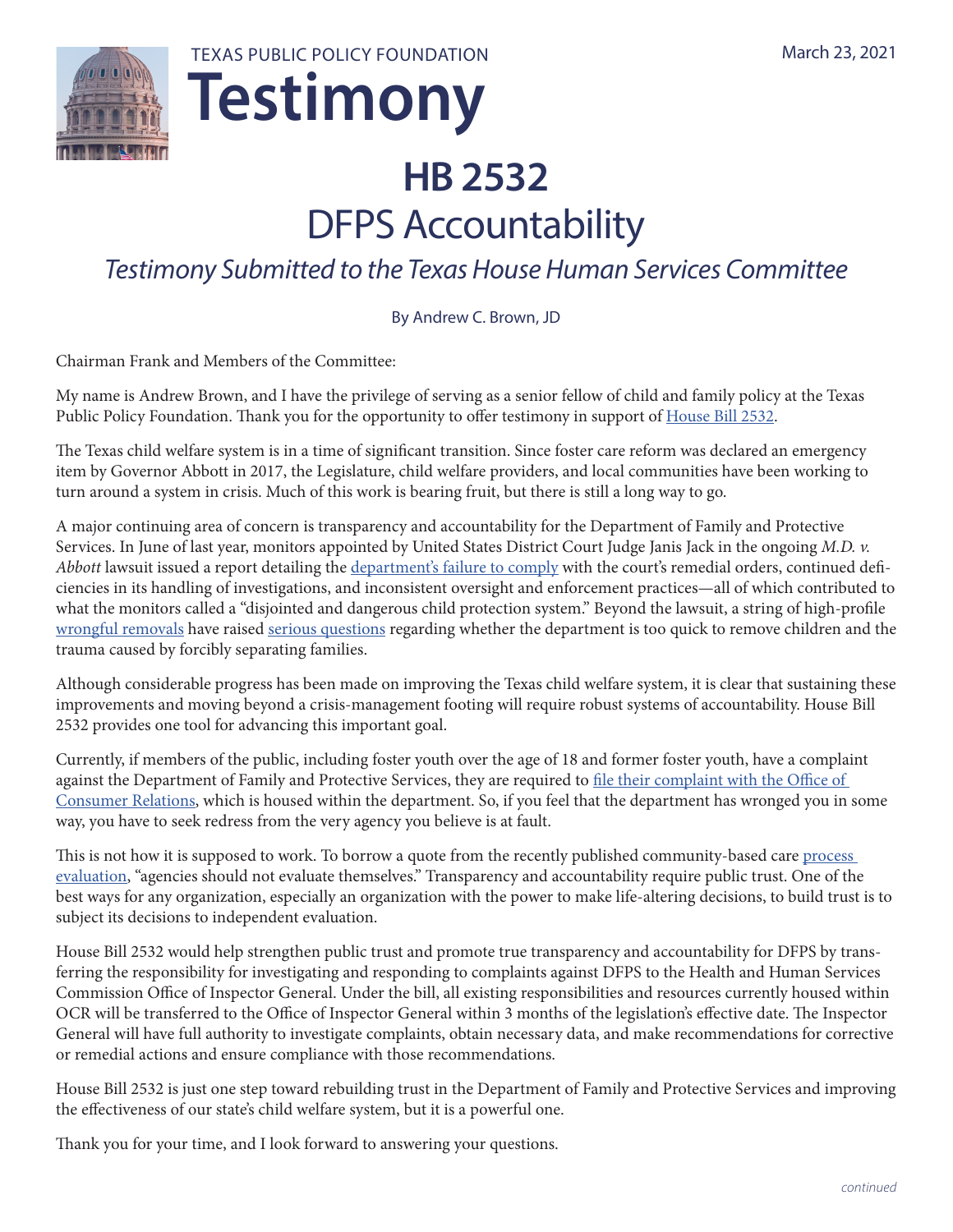TEXAS PUBLIC POLICY FOUNDATION

# Testimony

March 23, 2021

# HB 2532

## DFPS Accountability

*Testimony Submitted to the Texas House Human Services Committee*

By Andrew C. Brown, JD

Chairman Frank and Members of the Committee:

My name is Andrew Brown, and I have the privilege of serving as a senior fellow of child and family policy at the Texas Public Policy Foundation. Thank you for the opportunity to offer testimony in support of House Bill 2532.

The Texas child welfare system is in a time of significant transition. Since foster care reform was declared an emergency item by Governor Abbott in 2017, the Legislature, child welfare providers, and local communities have been working to turn around a system in crisis. Much of this work is bearing fruit, but there is still a long way to go.

A major continuing area of concern is transparency and accountability for the Department of Family and Protective Services. In June of last year, monitors appointed by United States District Court Judge Janis Jack in the ongoing *M.D. v. Abbott* lawsuit issued a report detailing the department's failure to comply with the court's remedial orders, continued deficiencies in its handling of investigations, and inconsistent oversight and enforcement practices—all of which contributed to what the monitors called a "disjointed and dangerous child protection system." Beyond the lawsuit, a string of high-profile wrongful removals have raised serious questions regarding whether the department is too quick to remove children and the trauma caused by forcibly separating families.

Although considerable progress has been made on improving the Texas child welfare system, it is clear that sustaining these improvements and moving beyond a crisis-management footing will require robust systems of accountability. House Bill 2532 provides one tool for advancing this important goal.

Currently, if members of the public, including foster youth over the age of 18 and former foster youth, have a complaint against the Department of Family and Protective Services, they are required to file their complaint with the Office of Consumer Relations, which is housed within the department. So, if you feel that the department has wronged you in some way, you have to seek redress from the very agency you believe is at fault.

This is not how it is supposed to work. To borrow a quote from the recently published community-based care process evaluation, "agencies should not evaluate themselves." Transparency and accountability require public trust. One of the best ways for any organization, especially an organization with the power to make life-altering decisions, to build trust is to subject its decisions to independent evaluation.

House Bill 2532 would help strengthen public trust and promote true transparency and accountability for DFPS by transferring the responsibility for investigating and responding to complaints against DFPS to the Health and Human Services Commission Office of Inspector General. Under the bill, all existing responsibilities and resources currently housed within OCR will be transferred to the Office of Inspector General within 3 months of the legislation's effective date. The Inspector General will have full authority to investigate complaints, obtain necessary data, and make recommendations for corrective or remedial actions and ensure compliance with those recommendations.

House Bill 2532 is just one step toward rebuilding trust in the Department of Family and Protective Services and improving the effectiveness of our state's child welfare system, but it is a powerful one.

Thank you for your time, and I look forward to answering your questions.

*continued*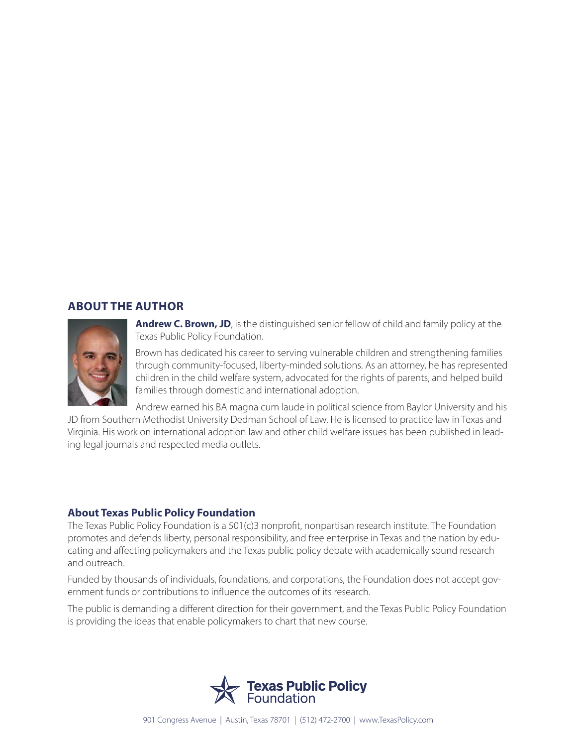## ABOUT THE AUTHOR

**Andrew C. Brown, JD**, is the distinguished senior fellow of child and family policy at the Texas Public Policy Foundation.

Brown has dedicated his career to serving vulnerable children and strengthening families through community-focused, liberty-minded solutions. As an attorney, he has represented children in the child welfare system, advocated for the rights of parents, and helped build families through domestic and international adoption.

Andrew earned his BA magna cum laude in political science from Baylor University and his JD from Southern Methodist University Dedman School of Law. He is licensed to practice law in Texas and Virginia. His work on international adoption law and other child welfare issues has been published in leading legal journals and respected media outlets.

### About Texas Public Policy Foundation

The Texas Public Policy Foundation is a 501(c)3 nonprofit, nonpartisan research institute. The Foundation promotes and defends liberty, personal responsibility, and free enterprise in Texas and the nation by educating and affecting policymakers and the Texas public policy debate with academically sound research and outreach.

Funded by thousands of individuals, foundations, and corporations, the Foundation does not accept government funds or contributions to influence the outcomes of its research.

The public is demanding a different direction for their government, and the Texas Public Policy Foundation is providing the ideas that enable policymakers to chart that new course.

Texas Public Policy Foundation

901 Congress Avenue | Austin, Texas 78701 | (512) 472-2700 | www.TexasPolicy.com